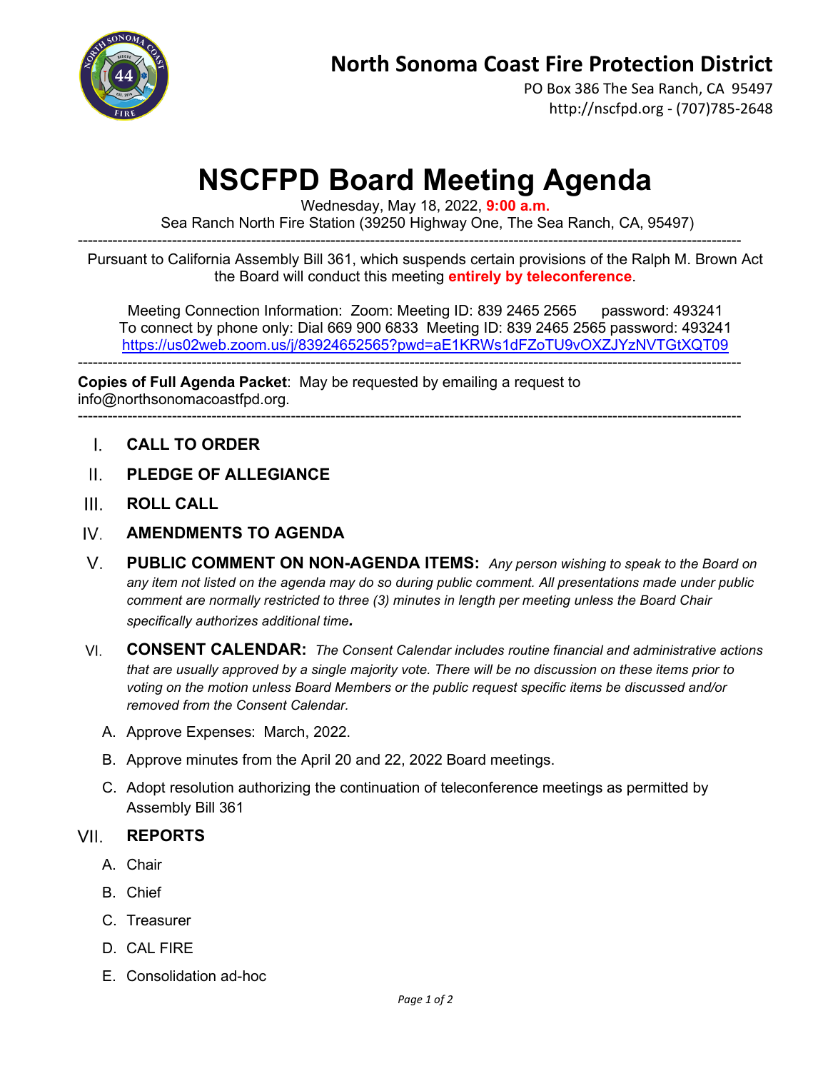# North Sonoma Coast Fire Protection District

PO Box 386 The Sea Ranch, CA 95497
http://nscfpd.org - (707)785-2648

# NSCFPD Board Meeting Agenda

Wednesday, May 18, 2022, **9:00 a.m.**
Sea Ranch North Fire Station (39250 Highway One, The Sea Ranch, CA, 95497)

---

Pursuant to California Assembly Bill 361, which suspends certain provisions of the Ralph M. Brown Act the Board will conduct this meeting **entirely by teleconference**.

Meeting Connection Information: Zoom: Meeting ID: 839 2465 2565 password: 493241
To connect by phone only: Dial 669 900 6833 Meeting ID: 839 2465 2565 password: 493241
https://us02web.zoom.us/j/83924652565?pwd=aE1KRWs1dFZoTU9vOXZJYzNVTGtXQT09

---

**Copies of Full Agenda Packet**: May be requested by emailing a request to info@northsonomacoastfpd.org.

---

I. **CALL TO ORDER**

II. **PLEDGE OF ALLEGIANCE**

III. **ROLL CALL**

IV. **AMENDMENTS TO AGENDA**

V. **PUBLIC COMMENT ON NON-AGENDA ITEMS:** *Any person wishing to speak to the Board on any item not listed on the agenda may do so during public comment. All presentations made under public comment are normally restricted to three (3) minutes in length per meeting unless the Board Chair specifically authorizes additional time.*

VI. **CONSENT CALENDAR:** *The Consent Calendar includes routine financial and administrative actions that are usually approved by a single majority vote. There will be no discussion on these items prior to voting on the motion unless Board Members or the public request specific items be discussed and/or removed from the Consent Calendar.*

   A. Approve Expenses: March, 2022.

   B. Approve minutes from the April 20 and 22, 2022 Board meetings.

   C. Adopt resolution authorizing the continuation of teleconference meetings as permitted by Assembly Bill 361

VII. **REPORTS**

   A. Chair

   B. Chief

   C. Treasurer

   D. CAL FIRE

   E. Consolidation ad-hoc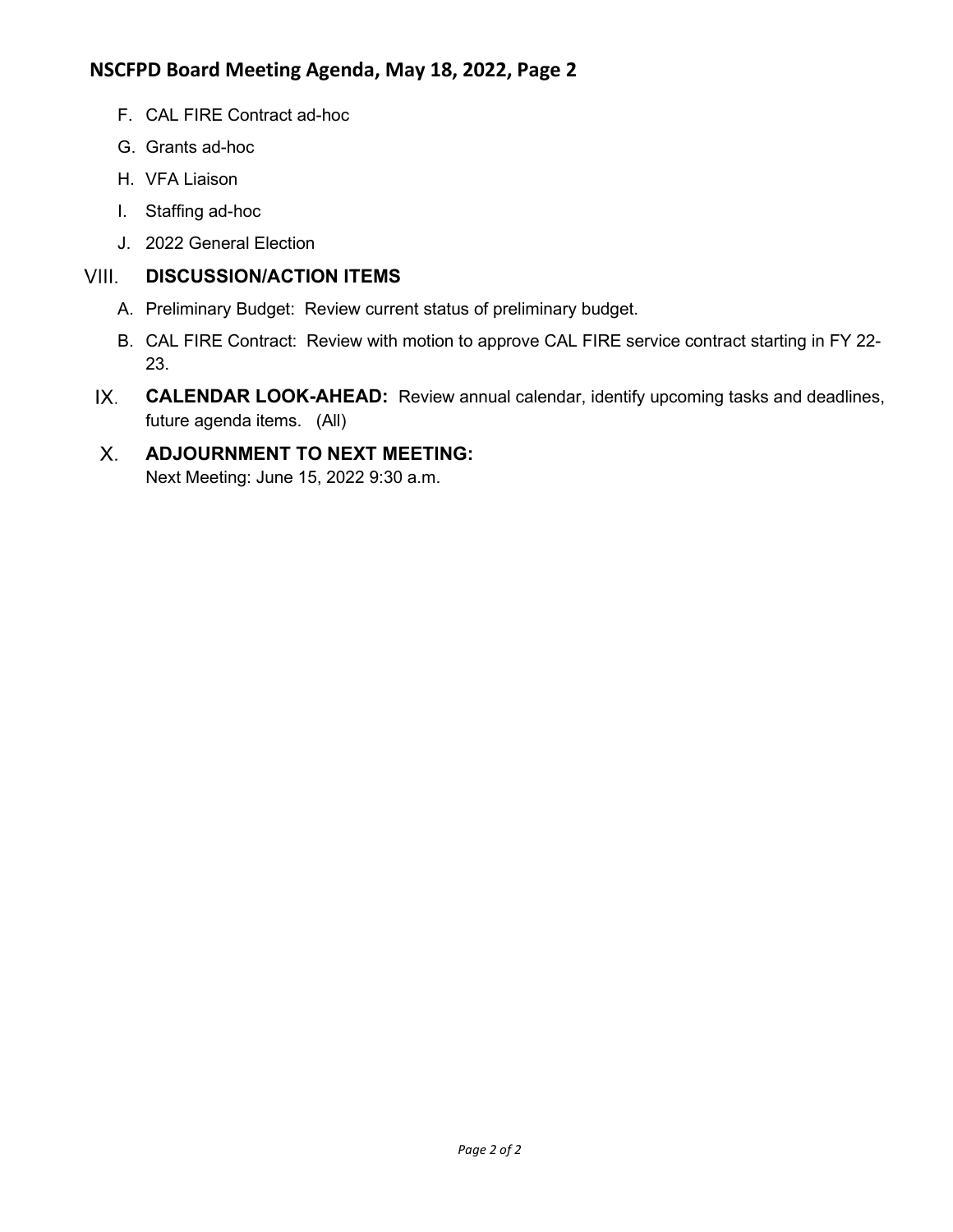F. CAL FIRE Contract ad-hoc

G. Grants ad-hoc

H. VFA Liaison

I. Staffing ad-hoc

J. 2022 General Election

## VIII. DISCUSSION/ACTION ITEMS

A. Preliminary Budget: Review current status of preliminary budget.

B. CAL FIRE Contract: Review with motion to approve CAL FIRE service contract starting in FY 22-23.

## IX. CALENDAR LOOK-AHEAD:

Review annual calendar, identify upcoming tasks and deadlines, future agenda items. (All)

## X. ADJOURNMENT TO NEXT MEETING:

Next Meeting: June 15, 2022 9:30 a.m.